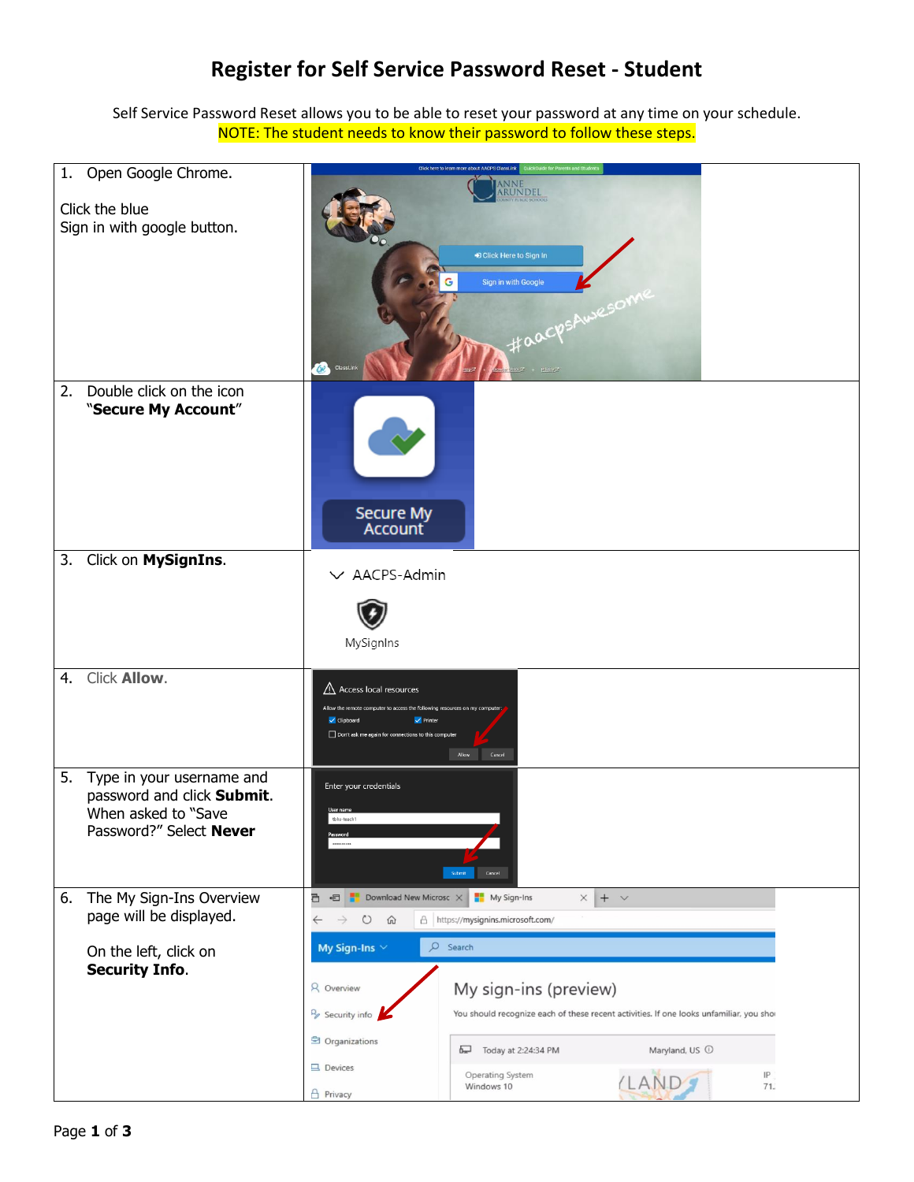# Register for Self Service Password Reset - Student

Self Service Password Reset allows you to be able to reset your password at any time on your schedule.
NOTE: The student needs to know their password to follow these steps.

| Step | |
|---|---|
| 1. Open Google Chrome.<br><br>Click the blue Sign in with google button. | |
| 2. Double click on the icon "**Secure My Account**" | |
| 3. Click on **MySignIns**. | |
| 4. Click **Allow**. | |
| 5. Type in your username and password and click **Submit**. When asked to "Save Password?" Select **Never** | |
| 6. The My Sign-Ins Overview page will be displayed.<br><br>On the left, click on **Security Info**. | |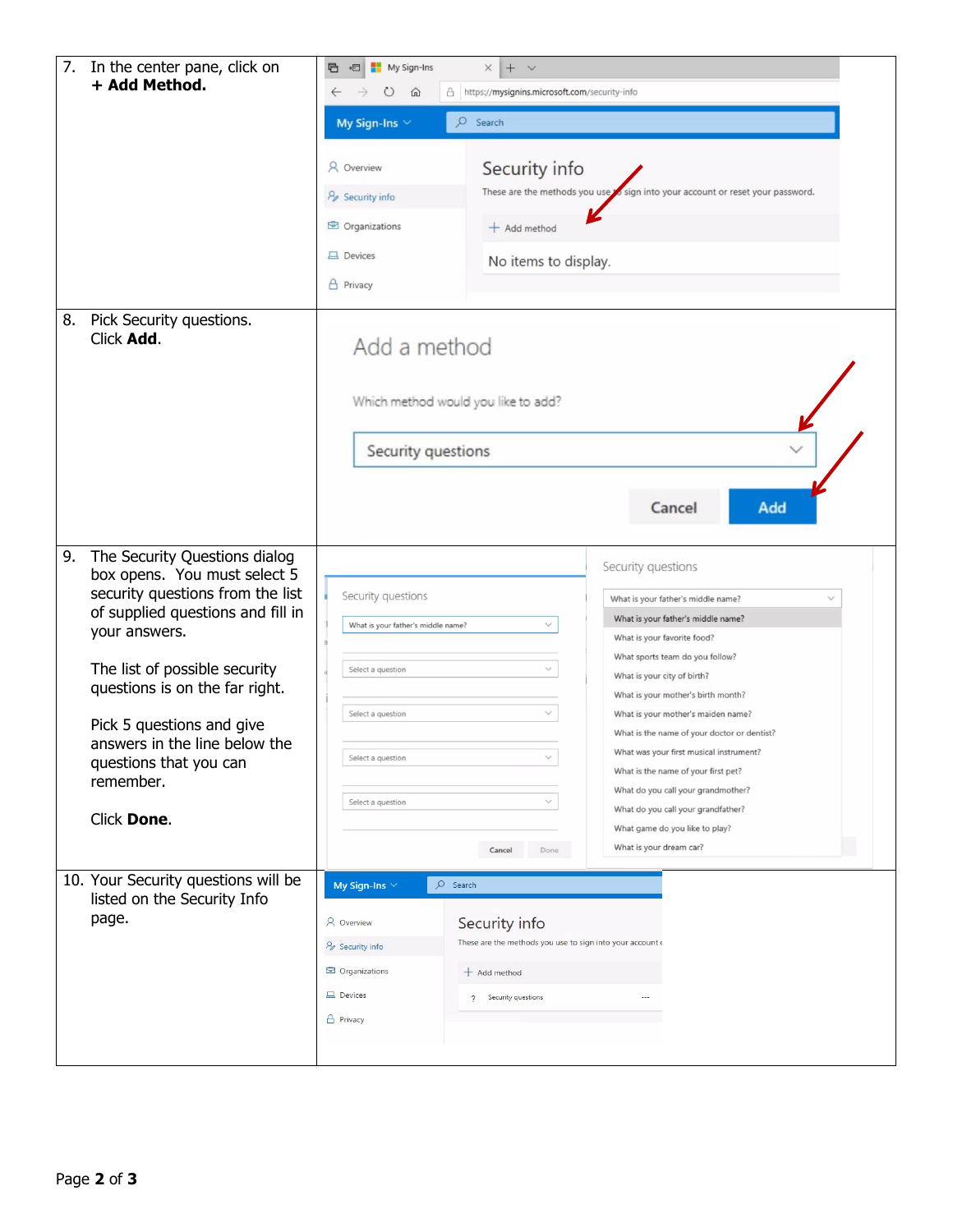| Step | Screenshot |
| --- | --- |
| 7. In the center pane, click on **+ Add Method.** | |
| 8. Pick Security questions. Click **Add**. | |
| 9. The Security Questions dialog box opens. You must select 5 security questions from the list of supplied questions and fill in your answers.<br><br>The list of possible security questions is on the far right.<br><br>Pick 5 questions and give answers in the line below the questions that you can remember.<br><br>Click **Done**. | |
| 10. Your Security questions will be listed on the Security Info page. | |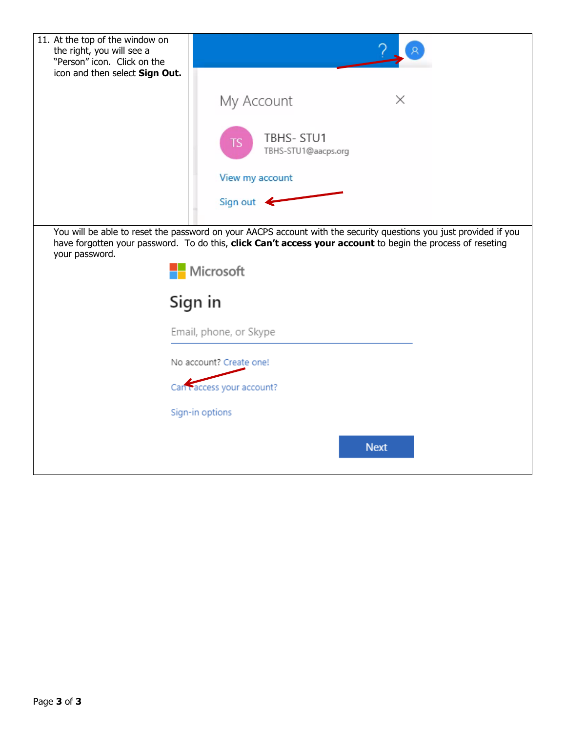11. At the top of the window on the right, you will see a "Person" icon. Click on the icon and then select **Sign Out.**

You will be able to reset the password on your AACPS account with the security questions you just provided if you have forgotten your password. To do this, **click Can't access your account** to begin the process of reseting your password.